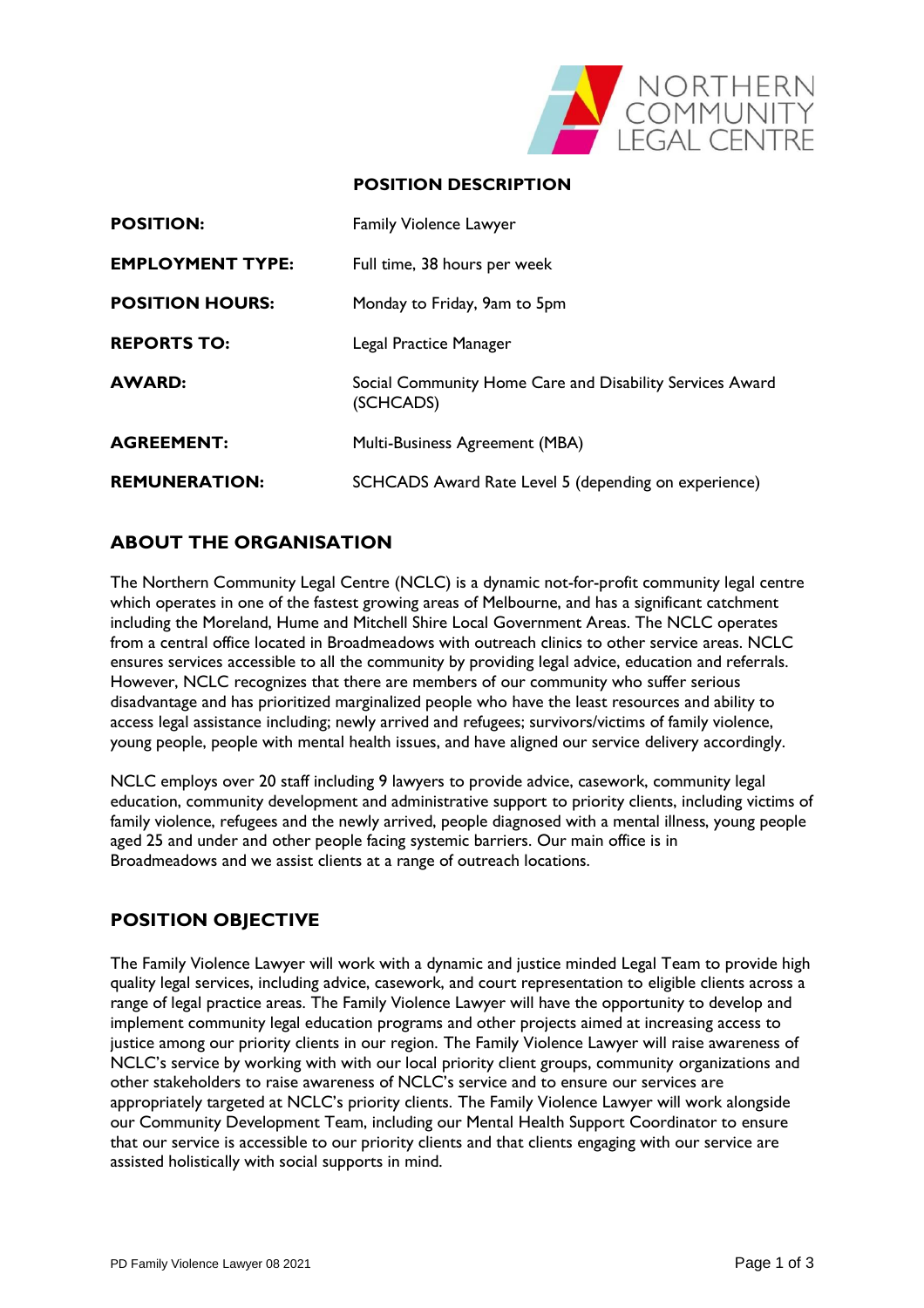**POSITION DESCRIPTION**

| | |
|---|---|
| **POSITION:** | Family Violence Lawyer |
| **EMPLOYMENT TYPE:** | Full time, 38 hours per week |
| **POSITION HOURS:** | Monday to Friday, 9am to 5pm |
| **REPORTS TO:** | Legal Practice Manager |
| **AWARD:** | Social Community Home Care and Disability Services Award (SCHCADS) |
| **AGREEMENT:** | Multi-Business Agreement (MBA) |
| **REMUNERATION:** | SCHCADS Award Rate Level 5 (depending on experience) |

## ABOUT THE ORGANISATION

The Northern Community Legal Centre (NCLC) is a dynamic not-for-profit community legal centre which operates in one of the fastest growing areas of Melbourne, and has a significant catchment including the Moreland, Hume and Mitchell Shire Local Government Areas. The NCLC operates from a central office located in Broadmeadows with outreach clinics to other service areas. NCLC ensures services accessible to all the community by providing legal advice, education and referrals. However, NCLC recognizes that there are members of our community who suffer serious disadvantage and has prioritized marginalized people who have the least resources and ability to access legal assistance including; newly arrived and refugees; survivors/victims of family violence, young people, people with mental health issues, and have aligned our service delivery accordingly.

NCLC employs over 20 staff including 9 lawyers to provide advice, casework, community legal education, community development and administrative support to priority clients, including victims of family violence, refugees and the newly arrived, people diagnosed with a mental illness, young people aged 25 and under and other people facing systemic barriers. Our main office is in Broadmeadows and we assist clients at a range of outreach locations.

## POSITION OBJECTIVE

The Family Violence Lawyer will work with a dynamic and justice minded Legal Team to provide high quality legal services, including advice, casework, and court representation to eligible clients across a range of legal practice areas. The Family Violence Lawyer will have the opportunity to develop and implement community legal education programs and other projects aimed at increasing access to justice among our priority clients in our region. The Family Violence Lawyer will raise awareness of NCLC's service by working with with our local priority client groups, community organizations and other stakeholders to raise awareness of NCLC's service and to ensure our services are appropriately targeted at NCLC's priority clients. The Family Violence Lawyer will work alongside our Community Development Team, including our Mental Health Support Coordinator to ensure that our service is accessible to our priority clients and that clients engaging with our service are assisted holistically with social supports in mind.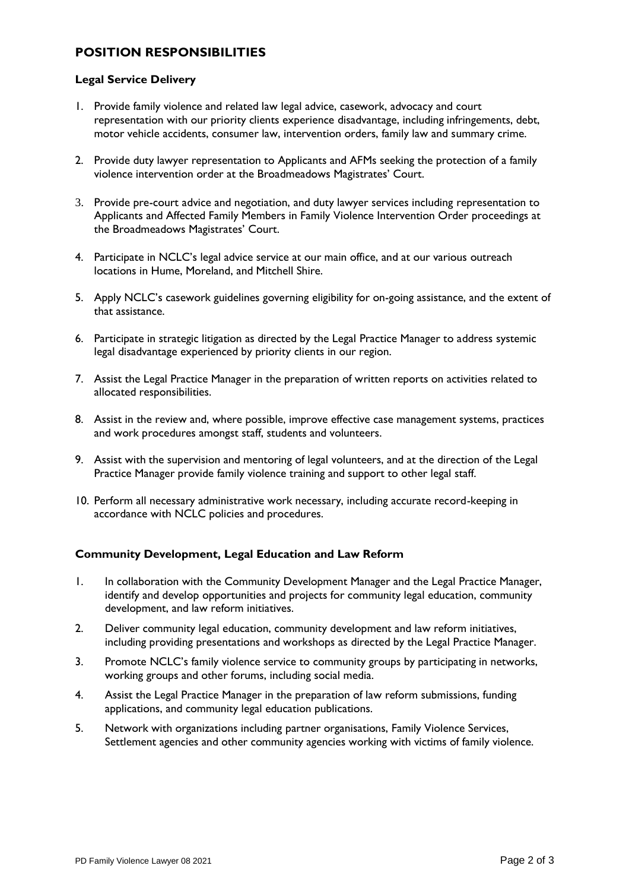## POSITION RESPONSIBILITIES

### Legal Service Delivery

1. Provide family violence and related law legal advice, casework, advocacy and court representation with our priority clients experience disadvantage, including infringements, debt, motor vehicle accidents, consumer law, intervention orders, family law and summary crime.
2. Provide duty lawyer representation to Applicants and AFMs seeking the protection of a family violence intervention order at the Broadmeadows Magistrates' Court.
3. Provide pre-court advice and negotiation, and duty lawyer services including representation to Applicants and Affected Family Members in Family Violence Intervention Order proceedings at the Broadmeadows Magistrates' Court.
4. Participate in NCLC's legal advice service at our main office, and at our various outreach locations in Hume, Moreland, and Mitchell Shire.
5. Apply NCLC's casework guidelines governing eligibility for on-going assistance, and the extent of that assistance.
6. Participate in strategic litigation as directed by the Legal Practice Manager to address systemic legal disadvantage experienced by priority clients in our region.
7. Assist the Legal Practice Manager in the preparation of written reports on activities related to allocated responsibilities.
8. Assist in the review and, where possible, improve effective case management systems, practices and work procedures amongst staff, students and volunteers.
9. Assist with the supervision and mentoring of legal volunteers, and at the direction of the Legal Practice Manager provide family violence training and support to other legal staff.
10. Perform all necessary administrative work necessary, including accurate record-keeping in accordance with NCLC policies and procedures.

### Community Development, Legal Education and Law Reform

1. In collaboration with the Community Development Manager and the Legal Practice Manager, identify and develop opportunities and projects for community legal education, community development, and law reform initiatives.
2. Deliver community legal education, community development and law reform initiatives, including providing presentations and workshops as directed by the Legal Practice Manager.
3. Promote NCLC's family violence service to community groups by participating in networks, working groups and other forums, including social media.
4. Assist the Legal Practice Manager in the preparation of law reform submissions, funding applications, and community legal education publications.
5. Network with organizations including partner organisations, Family Violence Services, Settlement agencies and other community agencies working with victims of family violence.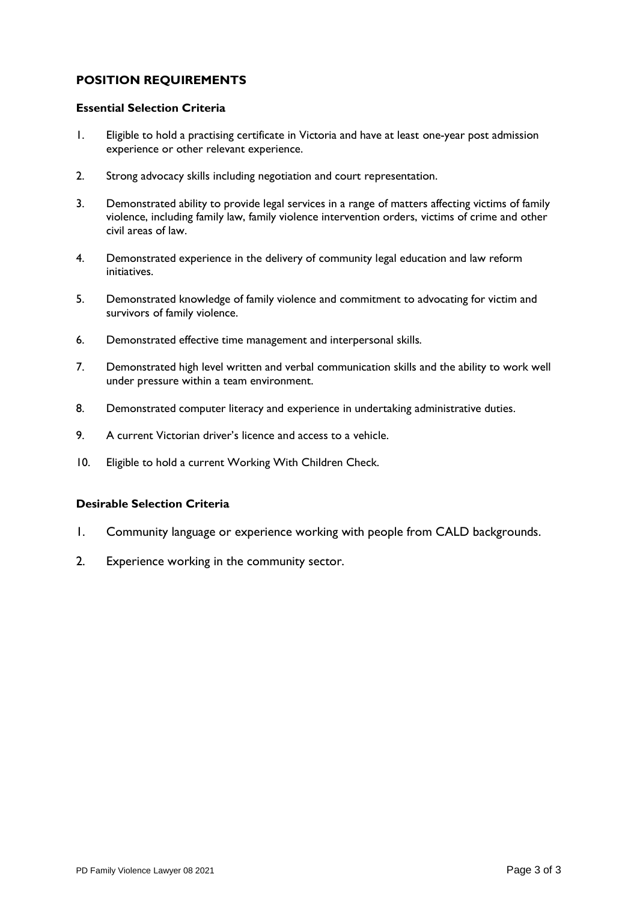## POSITION REQUIREMENTS

### Essential Selection Criteria

1. Eligible to hold a practising certificate in Victoria and have at least one-year post admission experience or other relevant experience.
2. Strong advocacy skills including negotiation and court representation.
3. Demonstrated ability to provide legal services in a range of matters affecting victims of family violence, including family law, family violence intervention orders, victims of crime and other civil areas of law.
4. Demonstrated experience in the delivery of community legal education and law reform initiatives.
5. Demonstrated knowledge of family violence and commitment to advocating for victim and survivors of family violence.
6. Demonstrated effective time management and interpersonal skills.
7. Demonstrated high level written and verbal communication skills and the ability to work well under pressure within a team environment.
8. Demonstrated computer literacy and experience in undertaking administrative duties.
9. A current Victorian driver's licence and access to a vehicle.
10. Eligible to hold a current Working With Children Check.

### Desirable Selection Criteria

1. Community language or experience working with people from CALD backgrounds.
2. Experience working in the community sector.